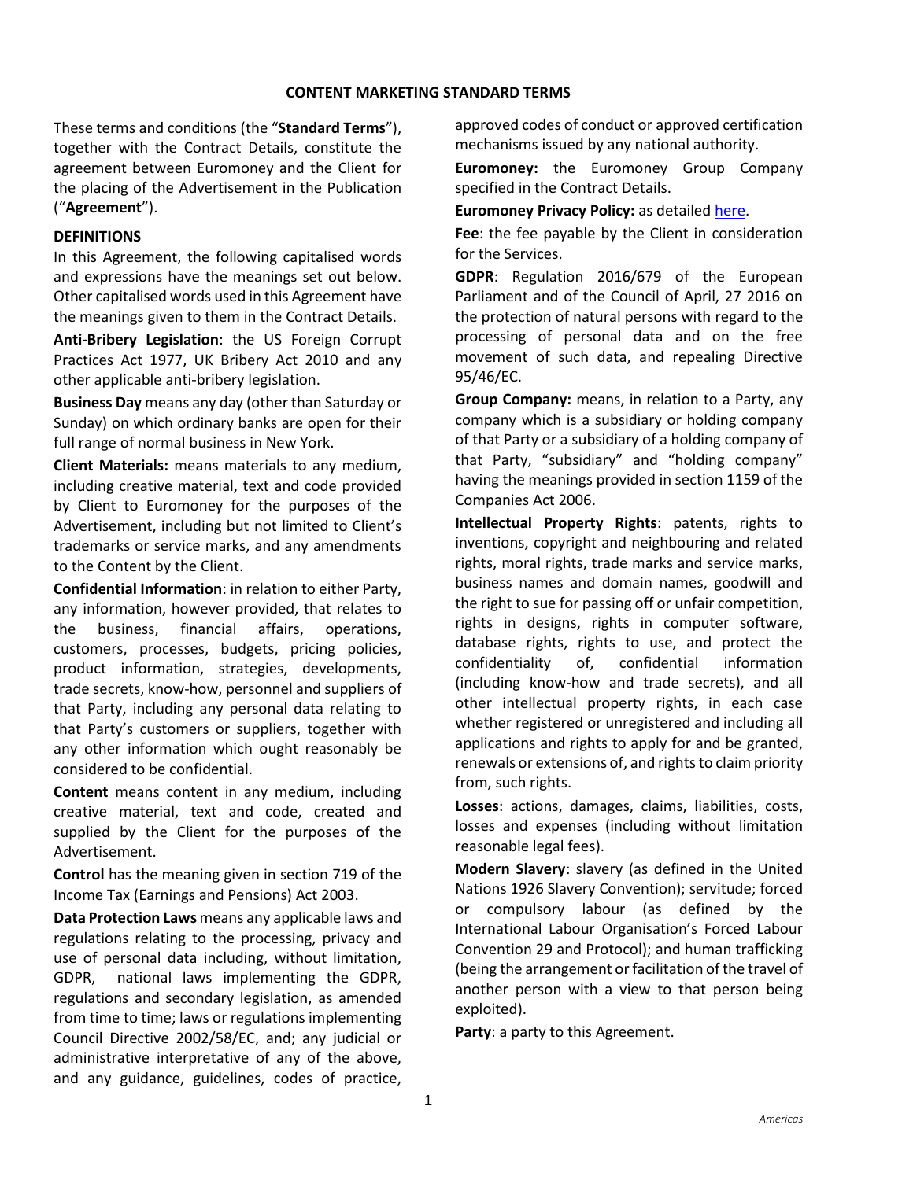# CONTENT MARKETING STANDARD TERMS

These terms and conditions (the "**Standard Terms**"), together with the Contract Details, constitute the agreement between Euromoney and the Client for the placing of the Advertisement in the Publication ("**Agreement**").

## DEFINITIONS

In this Agreement, the following capitalised words and expressions have the meanings set out below. Other capitalised words used in this Agreement have the meanings given to them in the Contract Details.

**Anti-Bribery Legislation**: the US Foreign Corrupt Practices Act 1977, UK Bribery Act 2010 and any other applicable anti-bribery legislation.

**Business Day** means any day (other than Saturday or Sunday) on which ordinary banks are open for their full range of normal business in New York.

**Client Materials:** means materials to any medium, including creative material, text and code provided by Client to Euromoney for the purposes of the Advertisement, including but not limited to Client's trademarks or service marks, and any amendments to the Content by the Client.

**Confidential Information**: in relation to either Party, any information, however provided, that relates to the business, financial affairs, operations, customers, processes, budgets, pricing policies, product information, strategies, developments, trade secrets, know-how, personnel and suppliers of that Party, including any personal data relating to that Party's customers or suppliers, together with any other information which ought reasonably be considered to be confidential.

**Content** means content in any medium, including creative material, text and code, created and supplied by the Client for the purposes of the Advertisement.

**Control** has the meaning given in section 719 of the Income Tax (Earnings and Pensions) Act 2003.

**Data Protection Laws** means any applicable laws and regulations relating to the processing, privacy and use of personal data including, without limitation, GDPR, national laws implementing the GDPR, regulations and secondary legislation, as amended from time to time; laws or regulations implementing Council Directive 2002/58/EC, and; any judicial or administrative interpretative of any of the above, and any guidance, guidelines, codes of practice, approved codes of conduct or approved certification mechanisms issued by any national authority.

**Euromoney:** the Euromoney Group Company specified in the Contract Details.

**Euromoney Privacy Policy:** as detailed here.

**Fee**: the fee payable by the Client in consideration for the Services.

**GDPR**: Regulation 2016/679 of the European Parliament and of the Council of April, 27 2016 on the protection of natural persons with regard to the processing of personal data and on the free movement of such data, and repealing Directive 95/46/EC.

**Group Company:** means, in relation to a Party, any company which is a subsidiary or holding company of that Party or a subsidiary of a holding company of that Party, "subsidiary" and "holding company" having the meanings provided in section 1159 of the Companies Act 2006.

**Intellectual Property Rights**: patents, rights to inventions, copyright and neighbouring and related rights, moral rights, trade marks and service marks, business names and domain names, goodwill and the right to sue for passing off or unfair competition, rights in designs, rights in computer software, database rights, rights to use, and protect the confidentiality of, confidential information (including know-how and trade secrets), and all other intellectual property rights, in each case whether registered or unregistered and including all applications and rights to apply for and be granted, renewals or extensions of, and rights to claim priority from, such rights.

**Losses**: actions, damages, claims, liabilities, costs, losses and expenses (including without limitation reasonable legal fees).

**Modern Slavery**: slavery (as defined in the United Nations 1926 Slavery Convention); servitude; forced or compulsory labour (as defined by the International Labour Organisation's Forced Labour Convention 29 and Protocol); and human trafficking (being the arrangement or facilitation of the travel of another person with a view to that person being exploited).

**Party**: a party to this Agreement.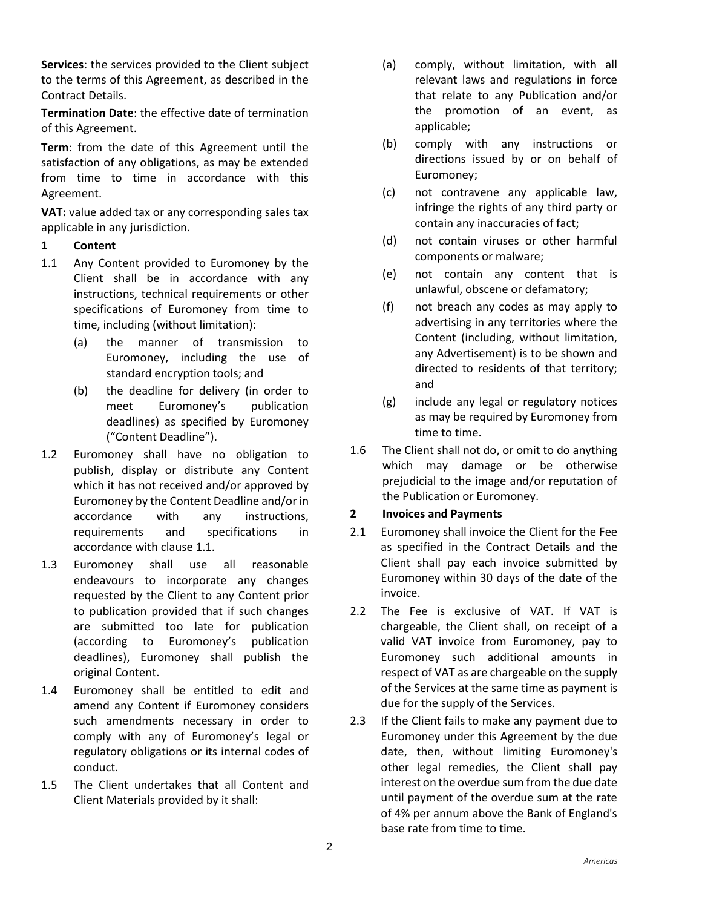**Services**: the services provided to the Client subject to the terms of this Agreement, as described in the Contract Details.

**Termination Date**: the effective date of termination of this Agreement.

**Term**: from the date of this Agreement until the satisfaction of any obligations, as may be extended from time to time in accordance with this Agreement.

**VAT:** value added tax or any corresponding sales tax applicable in any jurisdiction.

## 1 Content

1.1 Any Content provided to Euromoney by the Client shall be in accordance with any instructions, technical requirements or other specifications of Euromoney from time to time, including (without limitation):

- (a) the manner of transmission to Euromoney, including the use of standard encryption tools; and
- (b) the deadline for delivery (in order to meet Euromoney's publication deadlines) as specified by Euromoney ("Content Deadline").

1.2 Euromoney shall have no obligation to publish, display or distribute any Content which it has not received and/or approved by Euromoney by the Content Deadline and/or in accordance with any instructions, requirements and specifications in accordance with clause 1.1.

1.3 Euromoney shall use all reasonable endeavours to incorporate any changes requested by the Client to any Content prior to publication provided that if such changes are submitted too late for publication (according to Euromoney's publication deadlines), Euromoney shall publish the original Content.

1.4 Euromoney shall be entitled to edit and amend any Content if Euromoney considers such amendments necessary in order to comply with any of Euromoney's legal or regulatory obligations or its internal codes of conduct.

1.5 The Client undertakes that all Content and Client Materials provided by it shall:

- (a) comply, without limitation, with all relevant laws and regulations in force that relate to any Publication and/or the promotion of an event, as applicable;
- (b) comply with any instructions or directions issued by or on behalf of Euromoney;
- (c) not contravene any applicable law, infringe the rights of any third party or contain any inaccuracies of fact;
- (d) not contain viruses or other harmful components or malware;
- (e) not contain any content that is unlawful, obscene or defamatory;
- (f) not breach any codes as may apply to advertising in any territories where the Content (including, without limitation, any Advertisement) is to be shown and directed to residents of that territory; and
- (g) include any legal or regulatory notices as may be required by Euromoney from time to time.

1.6 The Client shall not do, or omit to do anything which may damage or be otherwise prejudicial to the image and/or reputation of the Publication or Euromoney.

## 2 Invoices and Payments

2.1 Euromoney shall invoice the Client for the Fee as specified in the Contract Details and the Client shall pay each invoice submitted by Euromoney within 30 days of the date of the invoice.

2.2 The Fee is exclusive of VAT. If VAT is chargeable, the Client shall, on receipt of a valid VAT invoice from Euromoney, pay to Euromoney such additional amounts in respect of VAT as are chargeable on the supply of the Services at the same time as payment is due for the supply of the Services.

2.3 If the Client fails to make any payment due to Euromoney under this Agreement by the due date, then, without limiting Euromoney's other legal remedies, the Client shall pay interest on the overdue sum from the due date until payment of the overdue sum at the rate of 4% per annum above the Bank of England's base rate from time to time.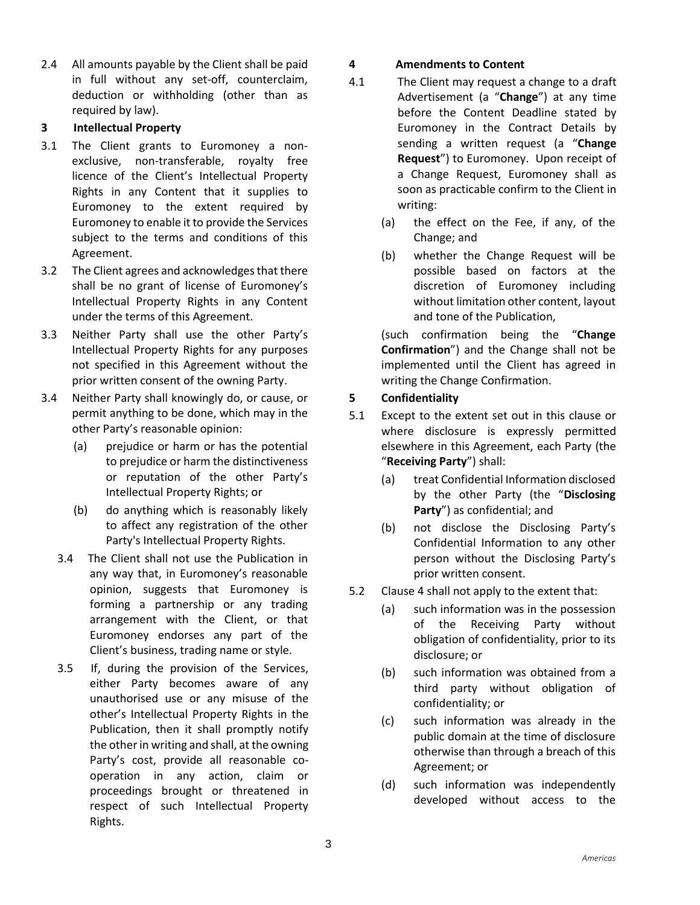2.4 All amounts payable by the Client shall be paid in full without any set-off, counterclaim, deduction or withholding (other than as required by law).

## 3 Intellectual Property

3.1 The Client grants to Euromoney a non-exclusive, non-transferable, royalty free licence of the Client's Intellectual Property Rights in any Content that it supplies to Euromoney to the extent required by Euromoney to enable it to provide the Services subject to the terms and conditions of this Agreement.

3.2 The Client agrees and acknowledges that there shall be no grant of license of Euromoney's Intellectual Property Rights in any Content under the terms of this Agreement.

3.3 Neither Party shall use the other Party's Intellectual Property Rights for any purposes not specified in this Agreement without the prior written consent of the owning Party.

3.4 Neither Party shall knowingly do, or cause, or permit anything to be done, which may in the other Party's reasonable opinion:

(a) prejudice or harm or has the potential to prejudice or harm the distinctiveness or reputation of the other Party's Intellectual Property Rights; or

(b) do anything which is reasonably likely to affect any registration of the other Party's Intellectual Property Rights.

3.4 The Client shall not use the Publication in any way that, in Euromoney's reasonable opinion, suggests that Euromoney is forming a partnership or any trading arrangement with the Client, or that Euromoney endorses any part of the Client's business, trading name or style.

3.5 If, during the provision of the Services, either Party becomes aware of any unauthorised use or any misuse of the other's Intellectual Property Rights in the Publication, then it shall promptly notify the other in writing and shall, at the owning Party's cost, provide all reasonable co-operation in any action, claim or proceedings brought or threatened in respect of such Intellectual Property Rights.

## 4 Amendments to Content

4.1 The Client may request a change to a draft Advertisement (a "**Change**") at any time before the Content Deadline stated by Euromoney in the Contract Details by sending a written request (a "**Change Request**") to Euromoney. Upon receipt of a Change Request, Euromoney shall as soon as practicable confirm to the Client in writing:

(a) the effect on the Fee, if any, of the Change; and

(b) whether the Change Request will be possible based on factors at the discretion of Euromoney including without limitation other content, layout and tone of the Publication,

(such confirmation being the "**Change Confirmation**") and the Change shall not be implemented until the Client has agreed in writing the Change Confirmation.

## 5 Confidentiality

5.1 Except to the extent set out in this clause or where disclosure is expressly permitted elsewhere in this Agreement, each Party (the "**Receiving Party**") shall:

(a) treat Confidential Information disclosed by the other Party (the "**Disclosing Party**") as confidential; and

(b) not disclose the Disclosing Party's Confidential Information to any other person without the Disclosing Party's prior written consent.

5.2 Clause 4 shall not apply to the extent that:

(a) such information was in the possession of the Receiving Party without obligation of confidentiality, prior to its disclosure; or

(b) such information was obtained from a third party without obligation of confidentiality; or

(c) such information was already in the public domain at the time of disclosure otherwise than through a breach of this Agreement; or

(d) such information was independently developed without access to the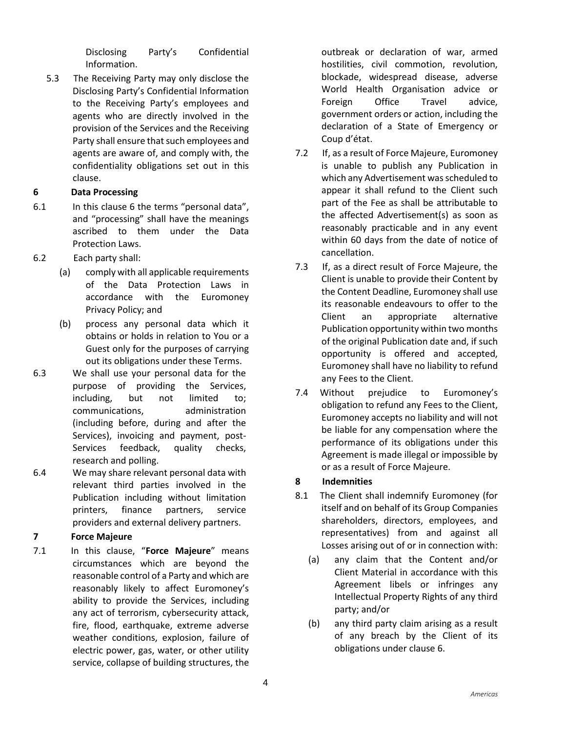Disclosing Party's Confidential Information.

5.3 The Receiving Party may only disclose the Disclosing Party's Confidential Information to the Receiving Party's employees and agents who are directly involved in the provision of the Services and the Receiving Party shall ensure that such employees and agents are aware of, and comply with, the confidentiality obligations set out in this clause.

## 6 Data Processing

6.1 In this clause 6 the terms "personal data", and "processing" shall have the meanings ascribed to them under the Data Protection Laws.

6.2 Each party shall:

(a) comply with all applicable requirements of the Data Protection Laws in accordance with the Euromoney Privacy Policy; and

(b) process any personal data which it obtains or holds in relation to You or a Guest only for the purposes of carrying out its obligations under these Terms.

6.3 We shall use your personal data for the purpose of providing the Services, including, but not limited to; communications, administration (including before, during and after the Services), invoicing and payment, post-Services feedback, quality checks, research and polling.

6.4 We may share relevant personal data with relevant third parties involved in the Publication including without limitation printers, finance partners, service providers and external delivery partners.

## 7 Force Majeure

7.1 In this clause, "**Force Majeure**" means circumstances which are beyond the reasonable control of a Party and which are reasonably likely to affect Euromoney's ability to provide the Services, including any act of terrorism, cybersecurity attack, fire, flood, earthquake, extreme adverse weather conditions, explosion, failure of electric power, gas, water, or other utility service, collapse of building structures, the outbreak or declaration of war, armed hostilities, civil commotion, revolution, blockade, widespread disease, adverse World Health Organisation advice or Foreign Office Travel advice, government orders or action, including the declaration of a State of Emergency or Coup d'état.

7.2 If, as a result of Force Majeure, Euromoney is unable to publish any Publication in which any Advertisement was scheduled to appear it shall refund to the Client such part of the Fee as shall be attributable to the affected Advertisement(s) as soon as reasonably practicable and in any event within 60 days from the date of notice of cancellation.

7.3 If, as a direct result of Force Majeure, the Client is unable to provide their Content by the Content Deadline, Euromoney shall use its reasonable endeavours to offer to the Client an appropriate alternative Publication opportunity within two months of the original Publication date and, if such opportunity is offered and accepted, Euromoney shall have no liability to refund any Fees to the Client.

7.4 Without prejudice to Euromoney's obligation to refund any Fees to the Client, Euromoney accepts no liability and will not be liable for any compensation where the performance of its obligations under this Agreement is made illegal or impossible by or as a result of Force Majeure.

## 8 Indemnities

8.1 The Client shall indemnify Euromoney (for itself and on behalf of its Group Companies shareholders, directors, employees, and representatives) from and against all Losses arising out of or in connection with:

(a) any claim that the Content and/or Client Material in accordance with this Agreement libels or infringes any Intellectual Property Rights of any third party; and/or

(b) any third party claim arising as a result of any breach by the Client of its obligations under clause 6.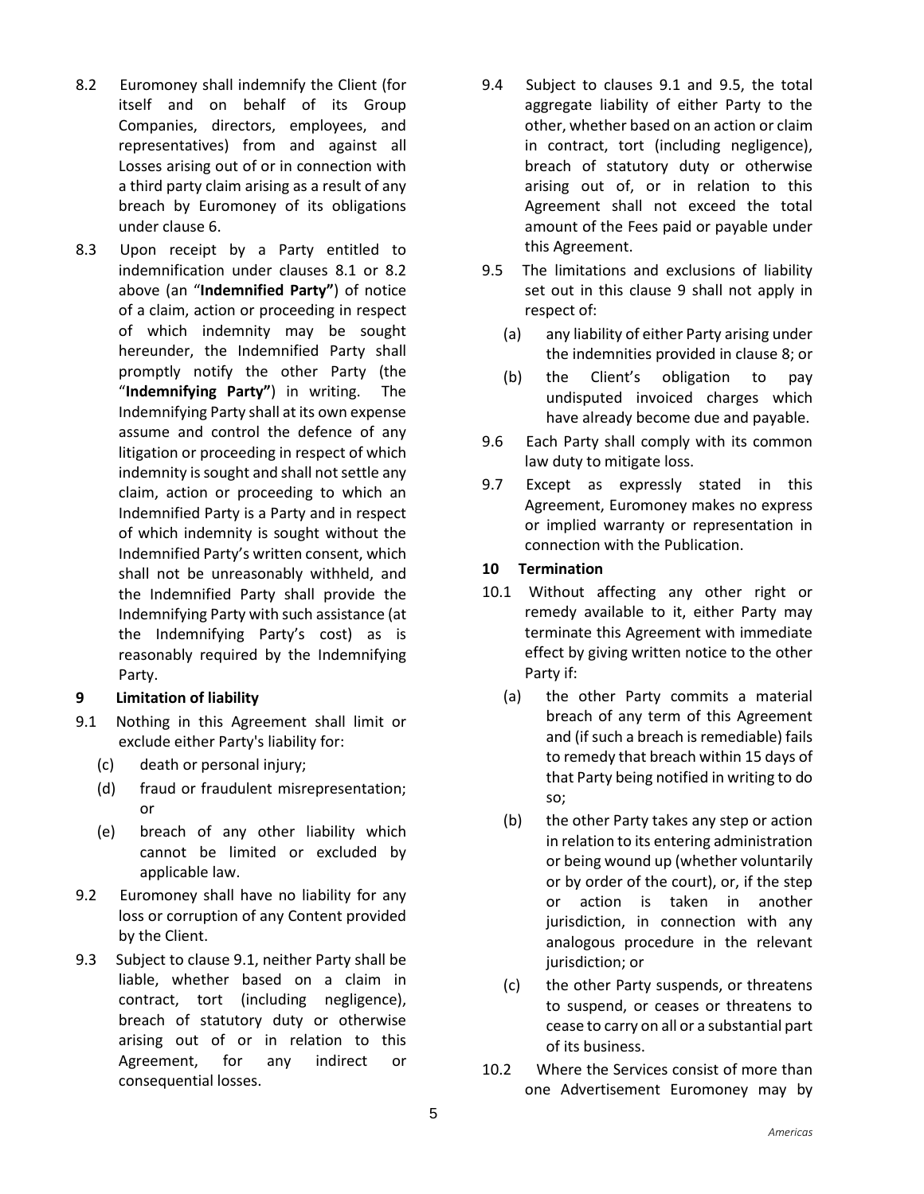8.2 Euromoney shall indemnify the Client (for itself and on behalf of its Group Companies, directors, employees, and representatives) from and against all Losses arising out of or in connection with a third party claim arising as a result of any breach by Euromoney of its obligations under clause 6.

8.3 Upon receipt by a Party entitled to indemnification under clauses 8.1 or 8.2 above (an "**Indemnified Party"**) of notice of a claim, action or proceeding in respect of which indemnity may be sought hereunder, the Indemnified Party shall promptly notify the other Party (the "**Indemnifying Party"**) in writing. The Indemnifying Party shall at its own expense assume and control the defence of any litigation or proceeding in respect of which indemnity is sought and shall not settle any claim, action or proceeding to which an Indemnified Party is a Party and in respect of which indemnity is sought without the Indemnified Party's written consent, which shall not be unreasonably withheld, and the Indemnified Party shall provide the Indemnifying Party with such assistance (at the Indemnifying Party's cost) as is reasonably required by the Indemnifying Party.

**9 Limitation of liability**

9.1 Nothing in this Agreement shall limit or exclude either Party's liability for:

(c) death or personal injury;

(d) fraud or fraudulent misrepresentation; or

(e) breach of any other liability which cannot be limited or excluded by applicable law.

9.2 Euromoney shall have no liability for any loss or corruption of any Content provided by the Client.

9.3 Subject to clause 9.1, neither Party shall be liable, whether based on a claim in contract, tort (including negligence), breach of statutory duty or otherwise arising out of or in relation to this Agreement, for any indirect or consequential losses.

9.4 Subject to clauses 9.1 and 9.5, the total aggregate liability of either Party to the other, whether based on an action or claim in contract, tort (including negligence), breach of statutory duty or otherwise arising out of, or in relation to this Agreement shall not exceed the total amount of the Fees paid or payable under this Agreement.

9.5 The limitations and exclusions of liability set out in this clause 9 shall not apply in respect of:

(a) any liability of either Party arising under the indemnities provided in clause 8; or

(b) the Client's obligation to pay undisputed invoiced charges which have already become due and payable.

9.6 Each Party shall comply with its common law duty to mitigate loss.

9.7 Except as expressly stated in this Agreement, Euromoney makes no express or implied warranty or representation in connection with the Publication.

**10 Termination**

10.1 Without affecting any other right or remedy available to it, either Party may terminate this Agreement with immediate effect by giving written notice to the other Party if:

(a) the other Party commits a material breach of any term of this Agreement and (if such a breach is remediable) fails to remedy that breach within 15 days of that Party being notified in writing to do so;

(b) the other Party takes any step or action in relation to its entering administration or being wound up (whether voluntarily or by order of the court), or, if the step or action is taken in another jurisdiction, in connection with any analogous procedure in the relevant jurisdiction; or

(c) the other Party suspends, or threatens to suspend, or ceases or threatens to cease to carry on all or a substantial part of its business.

10.2 Where the Services consist of more than one Advertisement Euromoney may by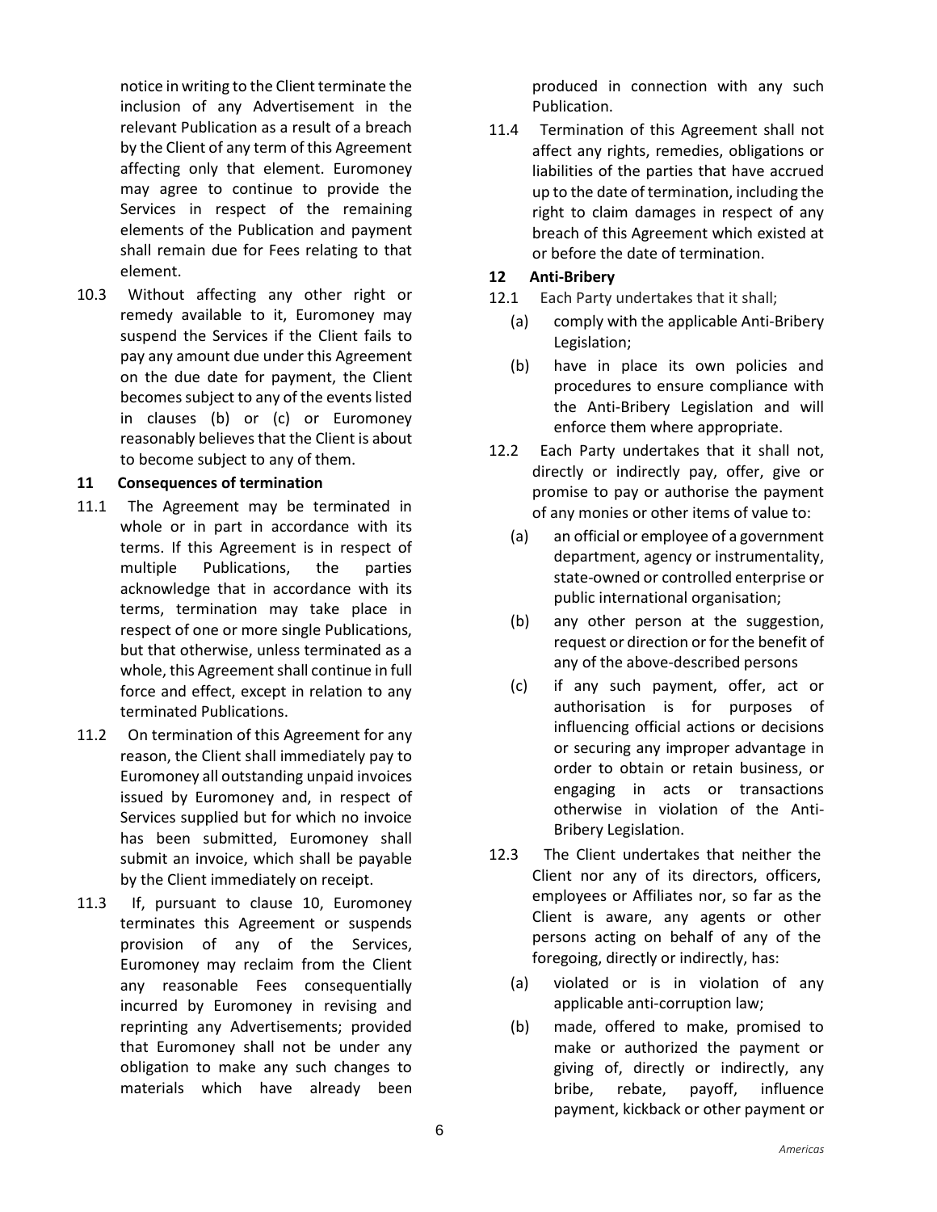notice in writing to the Client terminate the inclusion of any Advertisement in the relevant Publication as a result of a breach by the Client of any term of this Agreement affecting only that element. Euromoney may agree to continue to provide the Services in respect of the remaining elements of the Publication and payment shall remain due for Fees relating to that element.

10.3 Without affecting any other right or remedy available to it, Euromoney may suspend the Services if the Client fails to pay any amount due under this Agreement on the due date for payment, the Client becomes subject to any of the events listed in clauses (b) or (c) or Euromoney reasonably believes that the Client is about to become subject to any of them.

## 11 Consequences of termination

11.1 The Agreement may be terminated in whole or in part in accordance with its terms. If this Agreement is in respect of multiple Publications, the parties acknowledge that in accordance with its terms, termination may take place in respect of one or more single Publications, but that otherwise, unless terminated as a whole, this Agreement shall continue in full force and effect, except in relation to any terminated Publications.

11.2 On termination of this Agreement for any reason, the Client shall immediately pay to Euromoney all outstanding unpaid invoices issued by Euromoney and, in respect of Services supplied but for which no invoice has been submitted, Euromoney shall submit an invoice, which shall be payable by the Client immediately on receipt.

11.3 If, pursuant to clause 10, Euromoney terminates this Agreement or suspends provision of any of the Services, Euromoney may reclaim from the Client any reasonable Fees consequentially incurred by Euromoney in revising and reprinting any Advertisements; provided that Euromoney shall not be under any obligation to make any such changes to materials which have already been produced in connection with any such Publication.

11.4 Termination of this Agreement shall not affect any rights, remedies, obligations or liabilities of the parties that have accrued up to the date of termination, including the right to claim damages in respect of any breach of this Agreement which existed at or before the date of termination.

## 12 Anti-Bribery

12.1 Each Party undertakes that it shall;

(a) comply with the applicable Anti-Bribery Legislation;

(b) have in place its own policies and procedures to ensure compliance with the Anti-Bribery Legislation and will enforce them where appropriate.

12.2 Each Party undertakes that it shall not, directly or indirectly pay, offer, give or promise to pay or authorise the payment of any monies or other items of value to:

(a) an official or employee of a government department, agency or instrumentality, state-owned or controlled enterprise or public international organisation;

(b) any other person at the suggestion, request or direction or for the benefit of any of the above-described persons

(c) if any such payment, offer, act or authorisation is for purposes of influencing official actions or decisions or securing any improper advantage in order to obtain or retain business, or engaging in acts or transactions otherwise in violation of the Anti-Bribery Legislation.

12.3 The Client undertakes that neither the Client nor any of its directors, officers, employees or Affiliates nor, so far as the Client is aware, any agents or other persons acting on behalf of any of the foregoing, directly or indirectly, has:

(a) violated or is in violation of any applicable anti-corruption law;

(b) made, offered to make, promised to make or authorized the payment or giving of, directly or indirectly, any bribe, rebate, payoff, influence payment, kickback or other payment or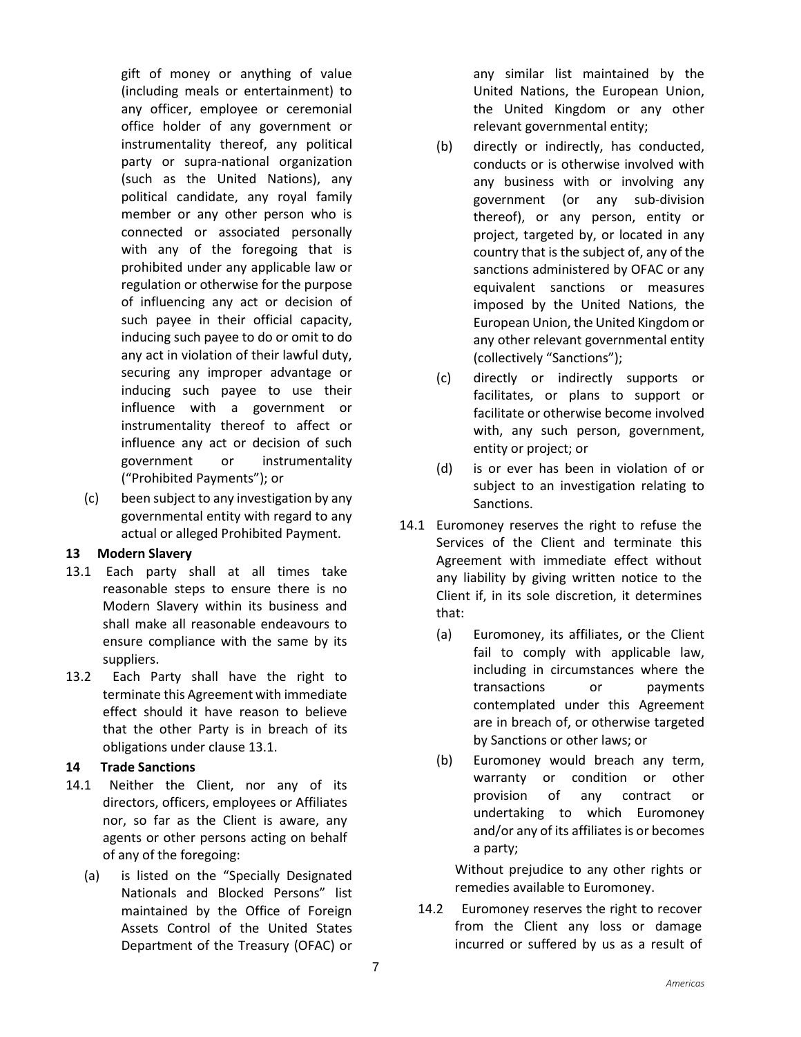gift of money or anything of value (including meals or entertainment) to any officer, employee or ceremonial office holder of any government or instrumentality thereof, any political party or supra-national organization (such as the United Nations), any political candidate, any royal family member or any other person who is connected or associated personally with any of the foregoing that is prohibited under any applicable law or regulation or otherwise for the purpose of influencing any act or decision of such payee in their official capacity, inducing such payee to do or omit to do any act in violation of their lawful duty, securing any improper advantage or inducing such payee to use their influence with a government or instrumentality thereof to affect or influence any act or decision of such government or instrumentality ("Prohibited Payments"); or

(c) been subject to any investigation by any governmental entity with regard to any actual or alleged Prohibited Payment.

### 13 Modern Slavery

13.1 Each party shall at all times take reasonable steps to ensure there is no Modern Slavery within its business and shall make all reasonable endeavours to ensure compliance with the same by its suppliers.

13.2 Each Party shall have the right to terminate this Agreement with immediate effect should it have reason to believe that the other Party is in breach of its obligations under clause 13.1.

### 14 Trade Sanctions

14.1 Neither the Client, nor any of its directors, officers, employees or Affiliates nor, so far as the Client is aware, any agents or other persons acting on behalf of any of the foregoing:

(a) is listed on the "Specially Designated Nationals and Blocked Persons" list maintained by the Office of Foreign Assets Control of the United States Department of the Treasury (OFAC) or any similar list maintained by the United Nations, the European Union, the United Kingdom or any other relevant governmental entity;

(b) directly or indirectly, has conducted, conducts or is otherwise involved with any business with or involving any government (or any sub-division thereof), or any person, entity or project, targeted by, or located in any country that is the subject of, any of the sanctions administered by OFAC or any equivalent sanctions or measures imposed by the United Nations, the European Union, the United Kingdom or any other relevant governmental entity (collectively "Sanctions");

(c) directly or indirectly supports or facilitates, or plans to support or facilitate or otherwise become involved with, any such person, government, entity or project; or

(d) is or ever has been in violation of or subject to an investigation relating to Sanctions.

14.1 Euromoney reserves the right to refuse the Services of the Client and terminate this Agreement with immediate effect without any liability by giving written notice to the Client if, in its sole discretion, it determines that:

(a) Euromoney, its affiliates, or the Client fail to comply with applicable law, including in circumstances where the transactions or payments contemplated under this Agreement are in breach of, or otherwise targeted by Sanctions or other laws; or

(b) Euromoney would breach any term, warranty or condition or other provision of any contract or undertaking to which Euromoney and/or any of its affiliates is or becomes a party;

Without prejudice to any other rights or remedies available to Euromoney.

14.2 Euromoney reserves the right to recover from the Client any loss or damage incurred or suffered by us as a result of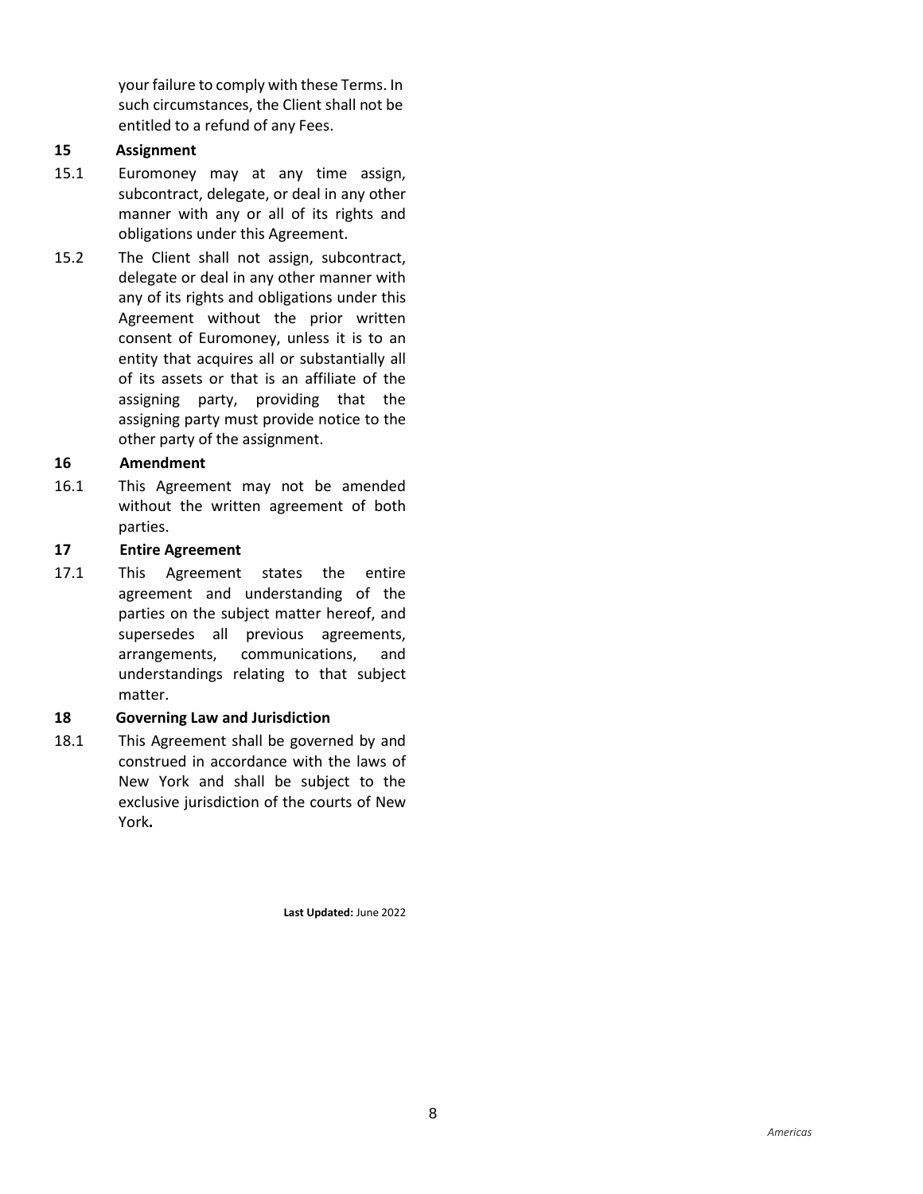your failure to comply with these Terms. In such circumstances, the Client shall not be entitled to a refund of any Fees.

**15 Assignment**

15.1 Euromoney may at any time assign, subcontract, delegate, or deal in any other manner with any or all of its rights and obligations under this Agreement.

15.2 The Client shall not assign, subcontract, delegate or deal in any other manner with any of its rights and obligations under this Agreement without the prior written consent of Euromoney, unless it is to an entity that acquires all or substantially all of its assets or that is an affiliate of the assigning party, providing that the assigning party must provide notice to the other party of the assignment.

**16 Amendment**

16.1 This Agreement may not be amended without the written agreement of both parties.

**17 Entire Agreement**

17.1 This Agreement states the entire agreement and understanding of the parties on the subject matter hereof, and supersedes all previous agreements, arrangements, communications, and understandings relating to that subject matter.

**18 Governing Law and Jurisdiction**

18.1 This Agreement shall be governed by and construed in accordance with the laws of New York and shall be subject to the exclusive jurisdiction of the courts of New York**.**

**Last Updated:** June 2022